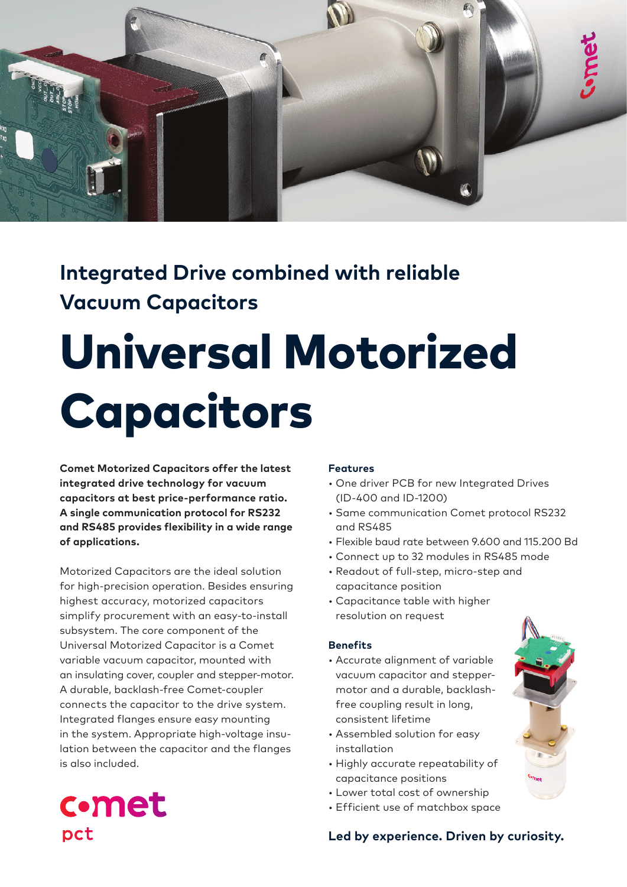## Integrated Drive combined with reliable Vacuum Capacitors

# Universal Motorized Capacitors

**Comet Motorized Capacitors offer the latest integrated drive technology for vacuum capacitors at best price-performance ratio. A single communication protocol for RS232 and RS485 provides flexibility in a wide range of applications.**

Motorized Capacitors are the ideal solution for high-precision operation. Besides ensuring highest accuracy, motorized capacitors simplify procurement with an easy-to-install subsystem. The core component of the Universal Motorized Capacitor is a Comet variable vacuum capacitor, mounted with an insulating cover, coupler and stepper-motor. A durable, backlash-free Comet-coupler connects the capacitor to the drive system. Integrated flanges ensure easy mounting in the system. Appropriate high-voltage insulation between the capacitor and the flanges is also included.

**Features**

- One driver PCB for new Integrated Drives (ID-400 and ID-1200)
- Same communication Comet protocol RS232 and RS485
- Flexible baud rate between 9.600 and 115.200 Bd
- Connect up to 32 modules in RS485 mode
- Readout of full-step, micro-step and capacitance position
- Capacitance table with higher resolution on request

**Benefits**

- Accurate alignment of variable vacuum capacitor and stepper-motor and a durable, backlash-free coupling result in long, consistent lifetime
- Assembled solution for easy installation
- Highly accurate repeatability of capacitance positions
- Lower total cost of ownership
- Efficient use of matchbox space

comet pct

**Led by experience. Driven by curiosity.**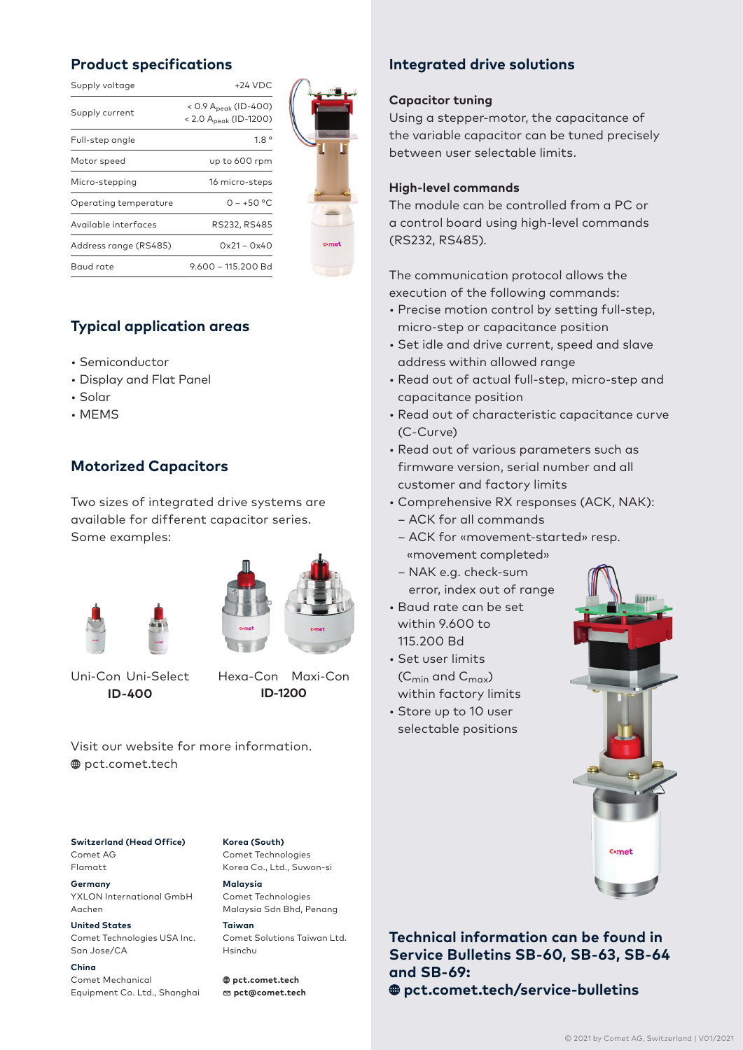## Product specifications

| | |
|---|---|
| Supply voltage | +24 VDC |
| Supply current | < 0.9 $A_{peak}$ (ID-400)<br>< 2.0 $A_{peak}$ (ID-1200) |
| Full-step angle | 1.8 ° |
| Motor speed | up to 600 rpm |
| Micro-stepping | 16 micro-steps |
| Operating temperature | 0 – +50 °C |
| Available interfaces | RS232, RS485 |
| Address range (RS485) | 0x21 – 0x40 |
| Baud rate | 9.600 – 115.200 Bd |

## Typical application areas

- Semiconductor
- Display and Flat Panel
- Solar
- MEMS

## Motorized Capacitors

Two sizes of integrated drive systems are available for different capacitor series. Some examples:

Uni-Con Uni-Select
**ID-400**

Hexa-Con Maxi-Con
**ID-1200**

Visit our website for more information.
pct.comet.tech

## Integrated drive solutions

### Capacitor tuning

Using a stepper-motor, the capacitance of the variable capacitor can be tuned precisely between user selectable limits.

### High-level commands

The module can be controlled from a PC or a control board using high-level commands (RS232, RS485).

The communication protocol allows the execution of the following commands:

- Precise motion control by setting full-step, micro-step or capacitance position
- Set idle and drive current, speed and slave address within allowed range
- Read out of actual full-step, micro-step and capacitance position
- Read out of characteristic capacitance curve (C-Curve)
- Read out of various parameters such as firmware version, serial number and all customer and factory limits
- Comprehensive RX responses (ACK, NAK):
  - ACK for all commands
  - ACK for «movement-started» resp. «movement completed»
  - NAK e.g. check-sum error, index out of range
- Baud rate can be set within 9.600 to 115.200 Bd
- Set user limits ($C_{min}$ and $C_{max}$) within factory limits
- Store up to 10 user selectable positions

**Technical information can be found in Service Bulletins SB-60, SB-63, SB-64 and SB-69:**
**pct.comet.tech/service-bulletins**

**Switzerland (Head Office)**
Comet AG
Flamatt

**Germany**
YXLON International GmbH
Aachen

**United States**
Comet Technologies USA Inc.
San Jose/CA

**China**
Comet Mechanical
Equipment Co. Ltd., Shanghai

**Korea (South)**
Comet Technologies
Korea Co., Ltd., Suwon-si

**Malaysia**
Comet Technologies
Malaysia Sdn Bhd, Penang

**Taiwan**
Comet Solutions Taiwan Ltd.
Hsinchu

**pct.comet.tech**
**pct@comet.tech**

© 2021 by Comet AG, Switzerland | V01/2021